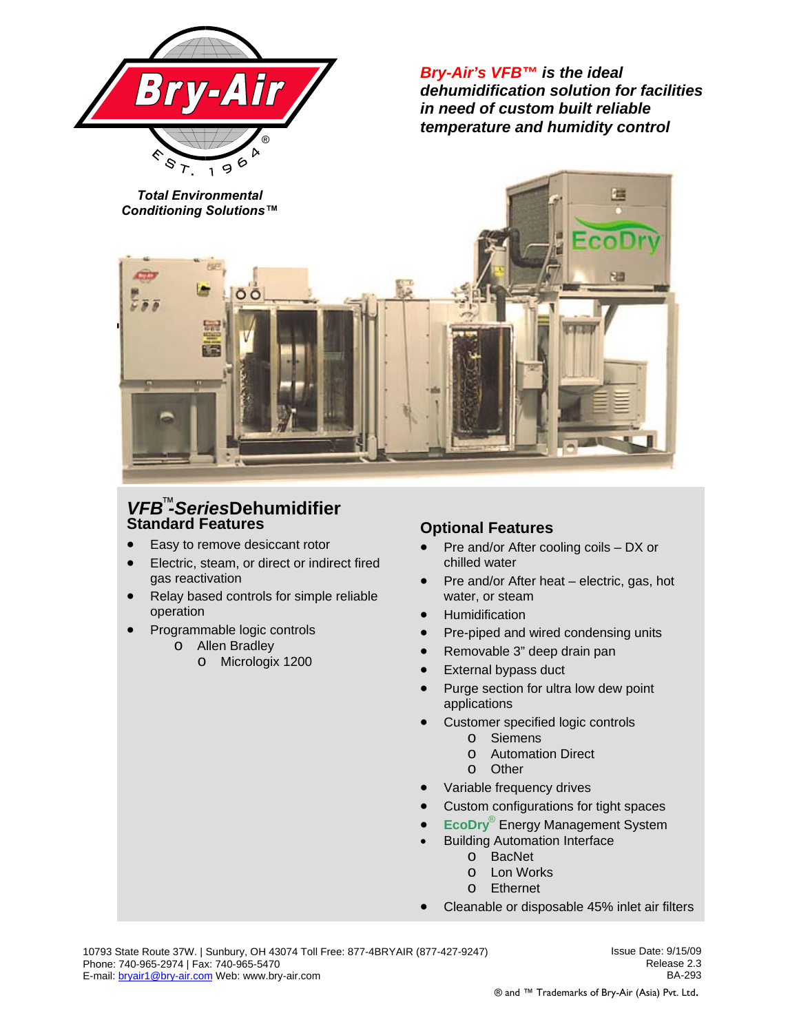Total Environmental Conditioning Solutions™

***Bry-Air's VFB™ is the ideal dehumidification solution for facilities in need of custom built reliable temperature and humidity control***

## *VFB*™*-Series* Dehumidifier

### Standard Features

- Easy to remove desiccant rotor
- Electric, steam, or direct or indirect fired gas reactivation
- Relay based controls for simple reliable operation
- Programmable logic controls
  - Allen Bradley
    - Micrologix 1200

### Optional Features

- Pre and/or After cooling coils – DX or chilled water
- Pre and/or After heat – electric, gas, hot water, or steam
- Humidification
- Pre-piped and wired condensing units
- Removable 3" deep drain pan
- External bypass duct
- Purge section for ultra low dew point applications
- Customer specified logic controls
  - Siemens
  - Automation Direct
  - Other
- Variable frequency drives
- Custom configurations for tight spaces
- EcoDry® Energy Management System
- Building Automation Interface
  - BacNet
  - Lon Works
  - Ethernet
- Cleanable or disposable 45% inlet air filters

10793 State Route 37W. | Sunbury, OH 43074 Toll Free: 877-4BRYAIR (877-427-9247)
Phone: 740-965-2974 | Fax: 740-965-5470
E-mail: bryair1@bry-air.com Web: www.bry-air.com

Issue Date: 9/15/09
Release 2.3
BA-293

® and ™ Trademarks of Bry-Air (Asia) Pvt. Ltd.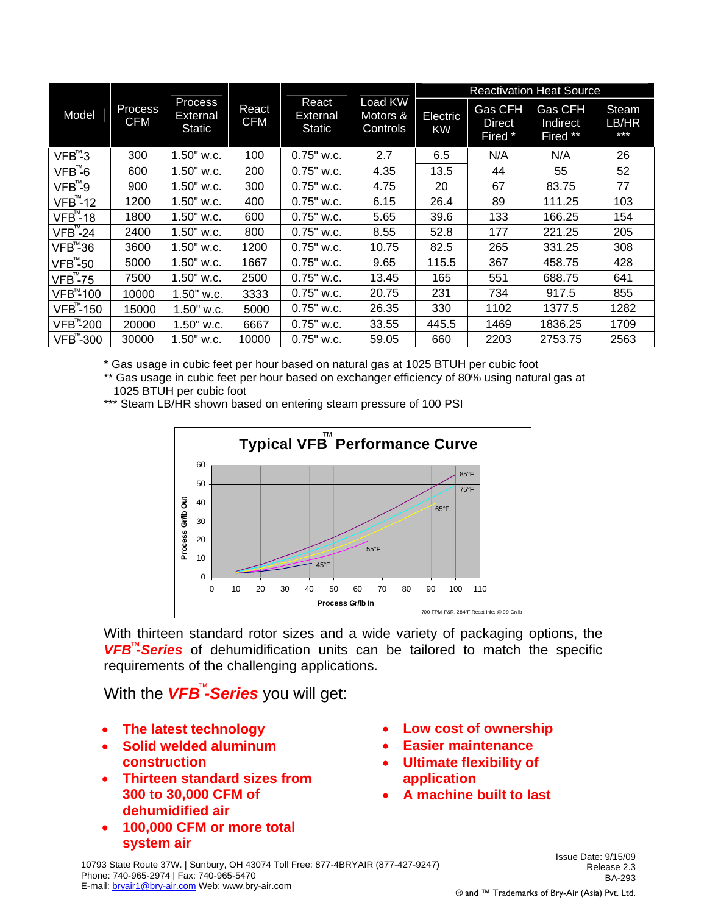| Model | Process CFM | Process External Static | React CFM | React External Static | Load KW Motors & Controls | Reactivation Heat Source | | | |
|---|---|---|---|---|---|---|---|---|---|
| | | | | | | Electric KW | Gas CFH Direct Fired * | Gas CFH Indirect Fired ** | Steam LB/HR *** |
| VFB™-3 | 300 | 1.50" w.c. | 100 | 0.75" w.c. | 2.7 | 6.5 | N/A | N/A | 26 |
| VFB™-6 | 600 | 1.50" w.c. | 200 | 0.75" w.c. | 4.35 | 13.5 | 44 | 55 | 52 |
| VFB™-9 | 900 | 1.50" w.c. | 300 | 0.75" w.c. | 4.75 | 20 | 67 | 83.75 | 77 |
| VFB™-12 | 1200 | 1.50" w.c. | 400 | 0.75" w.c. | 6.15 | 26.4 | 89 | 111.25 | 103 |
| VFB™-18 | 1800 | 1.50" w.c. | 600 | 0.75" w.c. | 5.65 | 39.6 | 133 | 166.25 | 154 |
| VFB™-24 | 2400 | 1.50" w.c. | 800 | 0.75" w.c. | 8.55 | 52.8 | 177 | 221.25 | 205 |
| VFB™-36 | 3600 | 1.50" w.c. | 1200 | 0.75" w.c. | 10.75 | 82.5 | 265 | 331.25 | 308 |
| VFB™-50 | 5000 | 1.50" w.c. | 1667 | 0.75" w.c. | 9.65 | 115.5 | 367 | 458.75 | 428 |
| VFB™-75 | 7500 | 1.50" w.c. | 2500 | 0.75" w.c. | 13.45 | 165 | 551 | 688.75 | 641 |
| VFB™-100 | 10000 | 1.50" w.c. | 3333 | 0.75" w.c. | 20.75 | 231 | 734 | 917.5 | 855 |
| VFB™-150 | 15000 | 1.50" w.c. | 5000 | 0.75" w.c. | 26.35 | 330 | 1102 | 1377.5 | 1282 |
| VFB™-200 | 20000 | 1.50" w.c. | 6667 | 0.75" w.c. | 33.55 | 445.5 | 1469 | 1836.25 | 1709 |
| VFB™-300 | 30000 | 1.50" w.c. | 10000 | 0.75" w.c. | 59.05 | 660 | 2203 | 2753.75 | 2563 |

* Gas usage in cubic feet per hour based on natural gas at 1025 BTUH per cubic foot
** Gas usage in cubic feet per hour based on exchanger efficiency of 80% using natural gas at 1025 BTUH per cubic foot
*** Steam LB/HR shown based on entering steam pressure of 100 PSI

Typical VFB™ Performance Curve

Process Gr/lb Out
0
10
20
30
40
50
60

Process Gr/lb In
0 10 20 30 40 50 60 70 80 90 100 110

85°F
75°F
65°F
55°F
45°F

700 FPM P&R, 284°F React Inlet @ 99 Gr/lb

With thirteen standard rotor sizes and a wide variety of packaging options, the ***VFB™-Series*** of dehumidification units can be tailored to match the specific requirements of the challenging applications.

With the ***VFB™-Series*** you will get:

- **The latest technology**
- **Solid welded aluminum construction**
- **Thirteen standard sizes from 300 to 30,000 CFM of dehumidified air**
- **100,000 CFM or more total system air**
- **Low cost of ownership**
- **Easier maintenance**
- **Ultimate flexibility of application**
- **A machine built to last**

10793 State Route 37W. | Sunbury, OH 43074 Toll Free: 877-4BRYAIR (877-427-9247)
Phone: 740-965-2974 | Fax: 740-965-5470
E-mail: bryair1@bry-air.com Web: www.bry-air.com

Issue Date: 9/15/09
Release 2.3
BA-293

® and ™ Trademarks of Bry-Air (Asia) Pvt. Ltd.